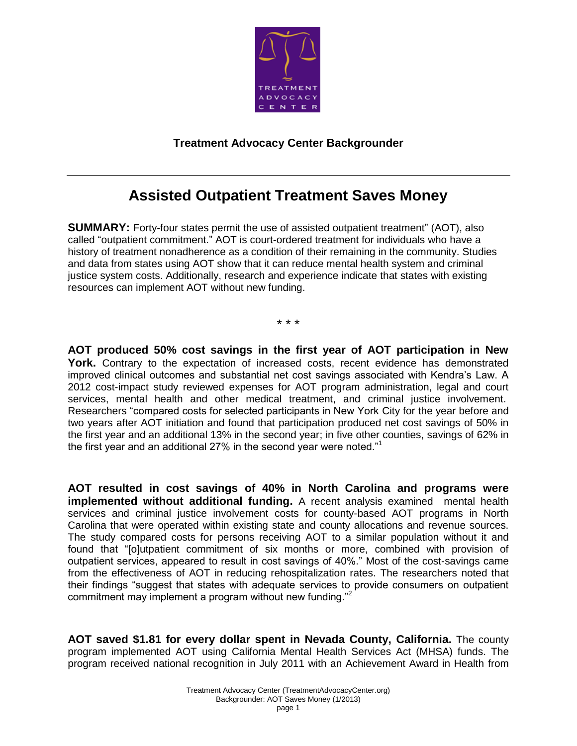**Treatment Advocacy Center Backgrounder**

# Assisted Outpatient Treatment Saves Money

**SUMMARY:** Forty-four states permit the use of assisted outpatient treatment" (AOT), also called "outpatient commitment." AOT is court-ordered treatment for individuals who have a history of treatment nonadherence as a condition of their remaining in the community. Studies and data from states using AOT show that it can reduce mental health system and criminal justice system costs. Additionally, research and experience indicate that states with existing resources can implement AOT without new funding.

\* \* \*

**AOT produced 50% cost savings in the first year of AOT participation in New York.** Contrary to the expectation of increased costs, recent evidence has demonstrated improved clinical outcomes and substantial net cost savings associated with Kendra's Law. A 2012 cost-impact study reviewed expenses for AOT program administration, legal and court services, mental health and other medical treatment, and criminal justice involvement. Researchers "compared costs for selected participants in New York City for the year before and two years after AOT initiation and found that participation produced net cost savings of 50% in the first year and an additional 13% in the second year; in five other counties, savings of 62% in the first year and an additional 27% in the second year were noted."[1]

**AOT resulted in cost savings of 40% in North Carolina and programs were implemented without additional funding.** A recent analysis examined mental health services and criminal justice involvement costs for county-based AOT programs in North Carolina that were operated within existing state and county allocations and revenue sources. The study compared costs for persons receiving AOT to a similar population without it and found that "[o]utpatient commitment of six months or more, combined with provision of outpatient services, appeared to result in cost savings of 40%." Most of the cost-savings came from the effectiveness of AOT in reducing rehospitalization rates. The researchers noted that their findings "suggest that states with adequate services to provide consumers on outpatient commitment may implement a program without new funding."[2]

**AOT saved $1.81 for every dollar spent in Nevada County, California.** The county program implemented AOT using California Mental Health Services Act (MHSA) funds. The program received national recognition in July 2011 with an Achievement Award in Health from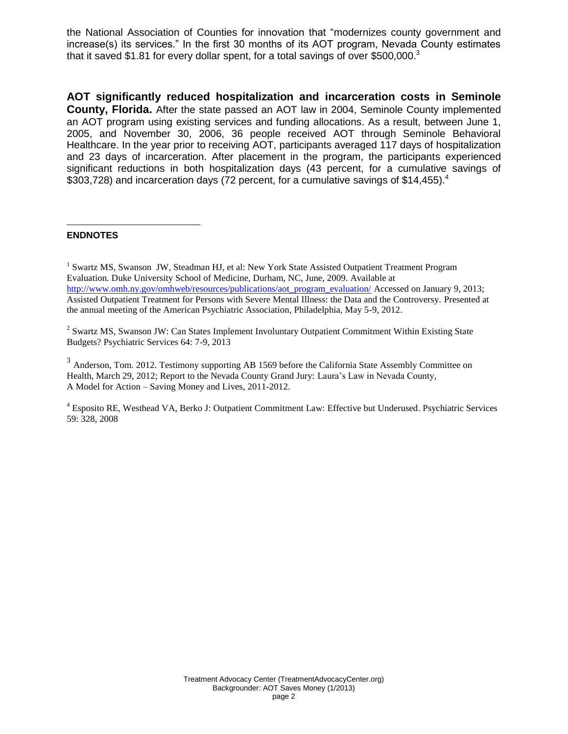the National Association of Counties for innovation that "modernizes county government and increase(s) its services." In the first 30 months of its AOT program, Nevada County estimates that it saved $1.81 for every dollar spent, for a total savings of over $500,000.[3]

**AOT significantly reduced hospitalization and incarceration costs in Seminole County, Florida.** After the state passed an AOT law in 2004, Seminole County implemented an AOT program using existing services and funding allocations. As a result, between June 1, 2005, and November 30, 2006, 36 people received AOT through Seminole Behavioral Healthcare. In the year prior to receiving AOT, participants averaged 117 days of hospitalization and 23 days of incarceration. After placement in the program, the participants experienced significant reductions in both hospitalization days (43 percent, for a cumulative savings of $303,728) and incarceration days (72 percent, for a cumulative savings of $14,455).[4]

---

**ENDNOTES**

[1] Swartz MS, Swanson JW, Steadman HJ, et al: New York State Assisted Outpatient Treatment Program Evaluation. Duke University School of Medicine, Durham, NC, June, 2009. Available at http://www.omh.ny.gov/omhweb/resources/publications/aot_program_evaluation/ Accessed on January 9, 2013; Assisted Outpatient Treatment for Persons with Severe Mental Illness: the Data and the Controversy. Presented at the annual meeting of the American Psychiatric Association, Philadelphia, May 5-9, 2012.

[2] Swartz MS, Swanson JW: Can States Implement Involuntary Outpatient Commitment Within Existing State Budgets? Psychiatric Services 64: 7-9, 2013

[3] Anderson, Tom. 2012. Testimony supporting AB 1569 before the California State Assembly Committee on Health, March 29, 2012; Report to the Nevada County Grand Jury: Laura's Law in Nevada County, A Model for Action – Saving Money and Lives, 2011-2012.

[4] Esposito RE, Westhead VA, Berko J: Outpatient Commitment Law: Effective but Underused. Psychiatric Services 59: 328, 2008